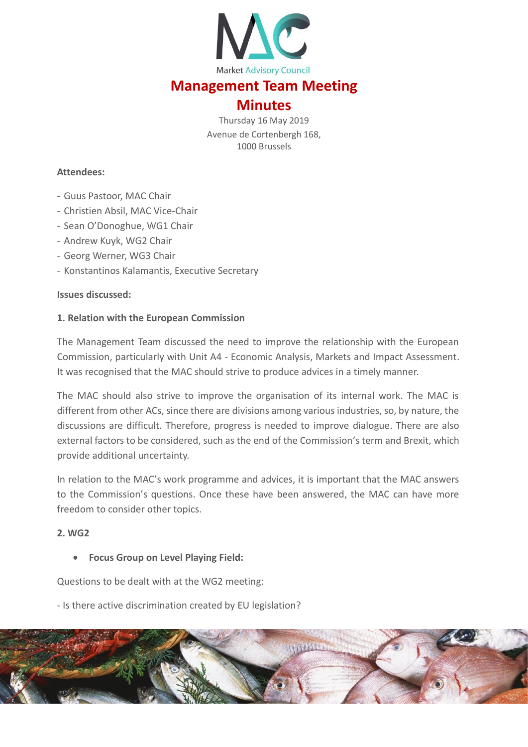Market Advisory Council

# Management Team Meeting Minutes

Thursday 16 May 2019
Avenue de Cortenbergh 168,
1000 Brussels

**Attendees:**

- Guus Pastoor, MAC Chair
- Christien Absil, MAC Vice-Chair
- Sean O'Donoghue, WG1 Chair
- Andrew Kuyk, WG2 Chair
- Georg Werner, WG3 Chair
- Konstantinos Kalamantis, Executive Secretary

**Issues discussed:**

**1. Relation with the European Commission**

The Management Team discussed the need to improve the relationship with the European Commission, particularly with Unit A4 - Economic Analysis, Markets and Impact Assessment. It was recognised that the MAC should strive to produce advices in a timely manner.

The MAC should also strive to improve the organisation of its internal work. The MAC is different from other ACs, since there are divisions among various industries, so, by nature, the discussions are difficult. Therefore, progress is needed to improve dialogue. There are also external factors to be considered, such as the end of the Commission's term and Brexit, which provide additional uncertainty.

In relation to the MAC's work programme and advices, it is important that the MAC answers to the Commission's questions. Once these have been answered, the MAC can have more freedom to consider other topics.

**2. WG2**

- **Focus Group on Level Playing Field:**

Questions to be dealt with at the WG2 meeting:

- Is there active discrimination created by EU legislation?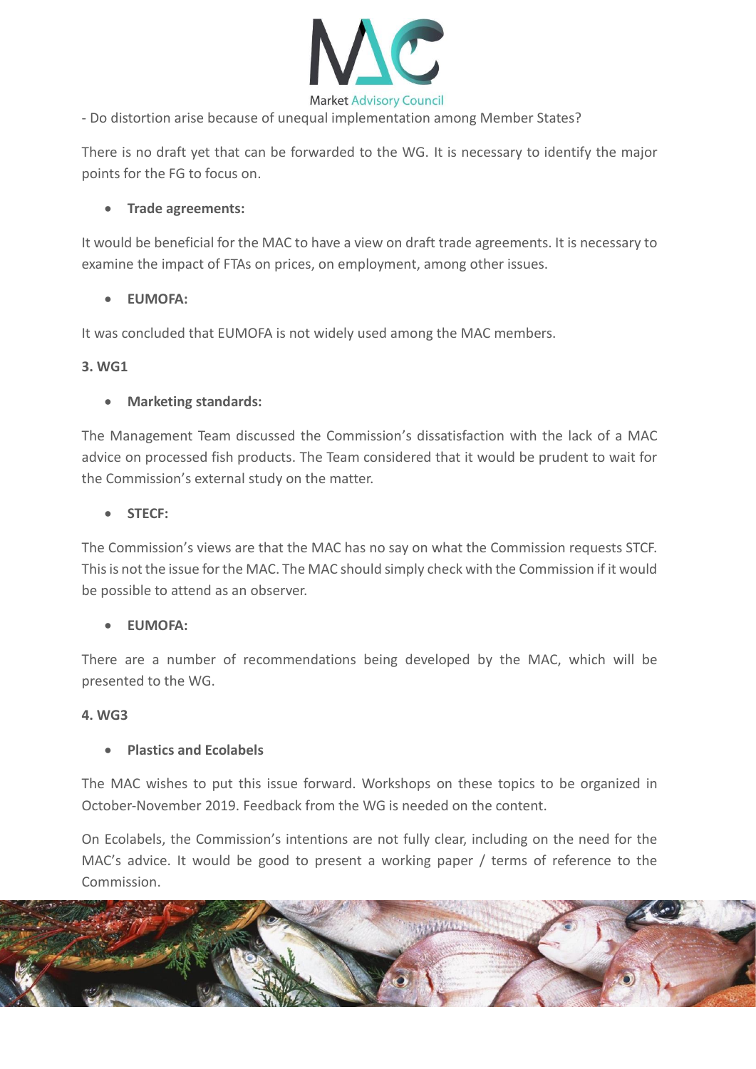- Do distortion arise because of unequal implementation among Member States?

There is no draft yet that can be forwarded to the WG. It is necessary to identify the major points for the FG to focus on.

- **Trade agreements:**

It would be beneficial for the MAC to have a view on draft trade agreements. It is necessary to examine the impact of FTAs on prices, on employment, among other issues.

- **EUMOFA:**

It was concluded that EUMOFA is not widely used among the MAC members.

**3. WG1**

- **Marketing standards:**

The Management Team discussed the Commission's dissatisfaction with the lack of a MAC advice on processed fish products. The Team considered that it would be prudent to wait for the Commission's external study on the matter.

- **STECF:**

The Commission's views are that the MAC has no say on what the Commission requests STCF. This is not the issue for the MAC. The MAC should simply check with the Commission if it would be possible to attend as an observer.

- **EUMOFA:**

There are a number of recommendations being developed by the MAC, which will be presented to the WG.

**4. WG3**

- **Plastics and Ecolabels**

The MAC wishes to put this issue forward. Workshops on these topics to be organized in October-November 2019. Feedback from the WG is needed on the content.

On Ecolabels, the Commission's intentions are not fully clear, including on the need for the MAC's advice. It would be good to present a working paper / terms of reference to the Commission.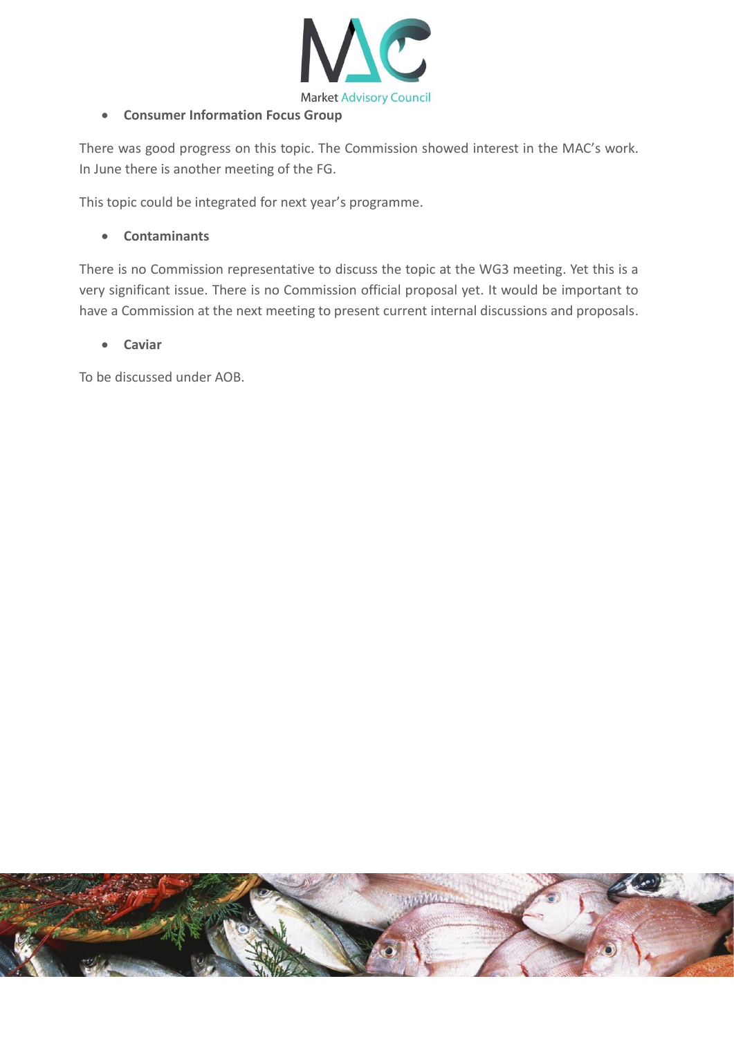- **Consumer Information Focus Group**

There was good progress on this topic. The Commission showed interest in the MAC's work. In June there is another meeting of the FG.

This topic could be integrated for next year's programme.

- **Contaminants**

There is no Commission representative to discuss the topic at the WG3 meeting. Yet this is a very significant issue. There is no Commission official proposal yet. It would be important to have a Commission at the next meeting to present current internal discussions and proposals.

- **Caviar**

To be discussed under AOB.